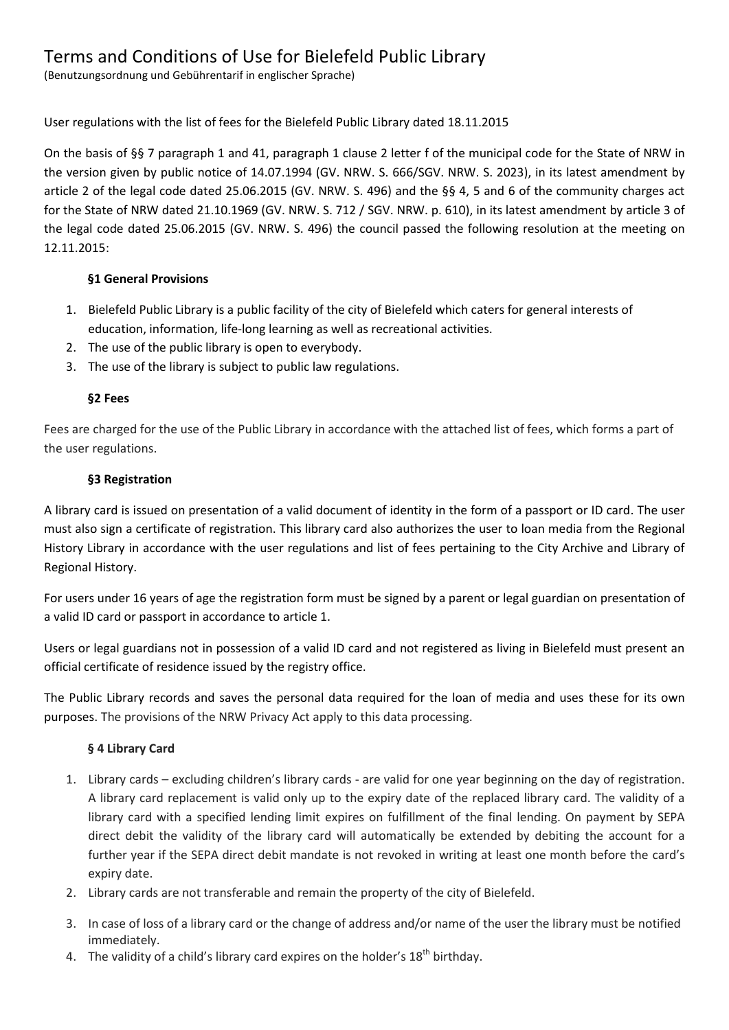# Terms and Conditions of Use for Bielefeld Public Library

(Benutzungsordnung und Gebührentarif in englischer Sprache)

User regulations with the list of fees for the Bielefeld Public Library dated 18.11.2015

On the basis of §§ 7 paragraph 1 and 41, paragraph 1 clause 2 letter f of the municipal code for the State of NRW in the version given by public notice of 14.07.1994 (GV. NRW. S. 666/SGV. NRW. S. 2023), in its latest amendment by article 2 of the legal code dated 25.06.2015 (GV. NRW. S. 496) and the §§ 4, 5 and 6 of the community charges act for the State of NRW dated 21.10.1969 (GV. NRW. S. 712 / SGV. NRW. p. 610), in its latest amendment by article 3 of the legal code dated 25.06.2015 (GV. NRW. S. 496) the council passed the following resolution at the meeting on 12.11.2015:

### §1 General Provisions

1. Bielefeld Public Library is a public facility of the city of Bielefeld which caters for general interests of education, information, life-long learning as well as recreational activities.
2. The use of the public library is open to everybody.
3. The use of the library is subject to public law regulations.

### §2 Fees

Fees are charged for the use of the Public Library in accordance with the attached list of fees, which forms a part of the user regulations.

### §3 Registration

A library card is issued on presentation of a valid document of identity in the form of a passport or ID card. The user must also sign a certificate of registration. This library card also authorizes the user to loan media from the Regional History Library in accordance with the user regulations and list of fees pertaining to the City Archive and Library of Regional History.

For users under 16 years of age the registration form must be signed by a parent or legal guardian on presentation of a valid ID card or passport in accordance to article 1.

Users or legal guardians not in possession of a valid ID card and not registered as living in Bielefeld must present an official certificate of residence issued by the registry office.

The Public Library records and saves the personal data required for the loan of media and uses these for its own purposes. The provisions of the NRW Privacy Act apply to this data processing.

### § 4 Library Card

1. Library cards – excluding children's library cards - are valid for one year beginning on the day of registration. A library card replacement is valid only up to the expiry date of the replaced library card. The validity of a library card with a specified lending limit expires on fulfillment of the final lending. On payment by SEPA direct debit the validity of the library card will automatically be extended by debiting the account for a further year if the SEPA direct debit mandate is not revoked in writing at least one month before the card's expiry date.
2. Library cards are not transferable and remain the property of the city of Bielefeld.
3. In case of loss of a library card or the change of address and/or name of the user the library must be notified immediately.
4. The validity of a child's library card expires on the holder's 18th birthday.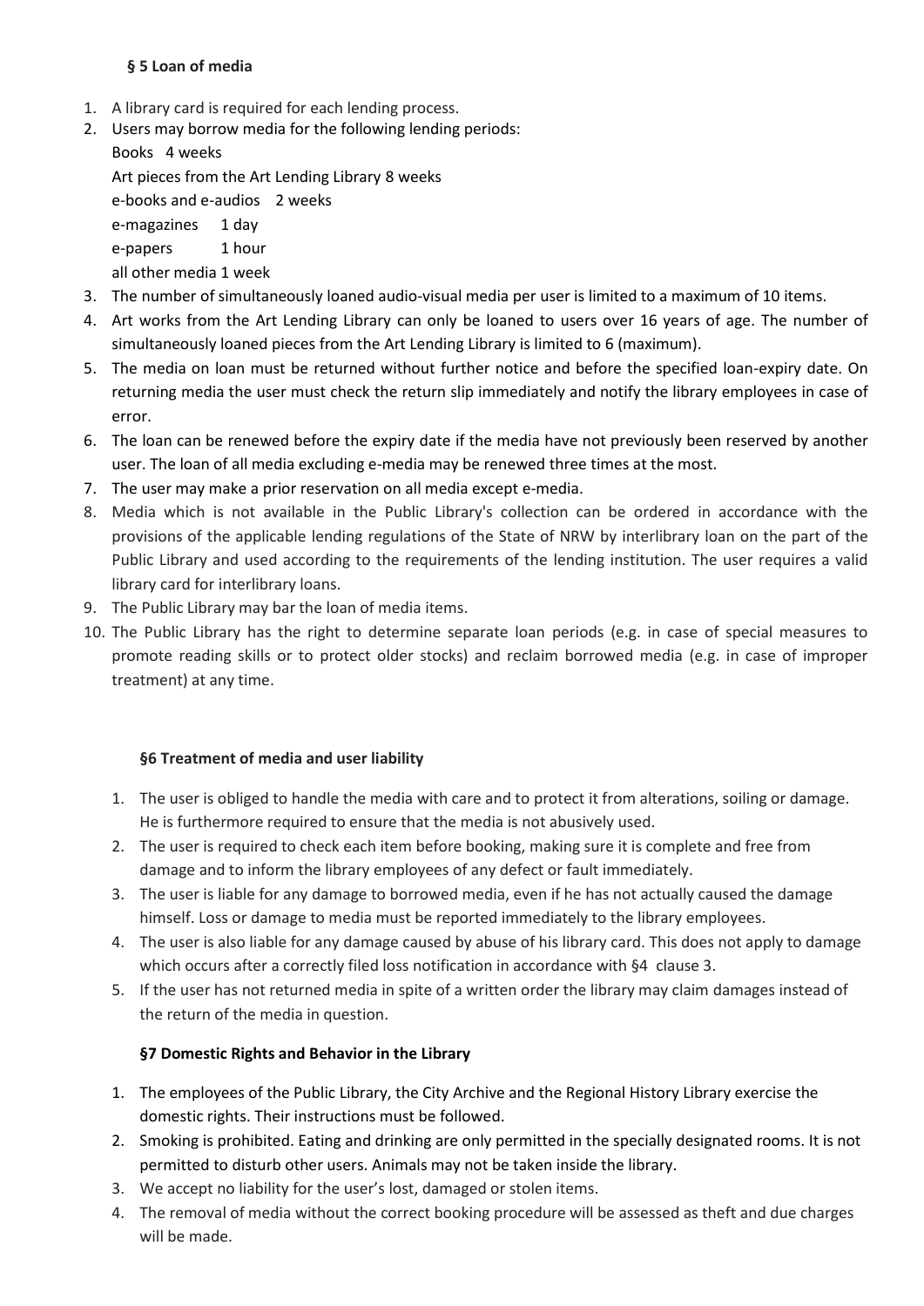### § 5 Loan of media

1. A library card is required for each lending process.
2. Users may borrow media for the following lending periods:
   Books 4 weeks
   Art pieces from the Art Lending Library 8 weeks
   e-books and e-audios 2 weeks
   e-magazines 1 day
   e-papers 1 hour
   all other media 1 week
3. The number of simultaneously loaned audio-visual media per user is limited to a maximum of 10 items.
4. Art works from the Art Lending Library can only be loaned to users over 16 years of age. The number of simultaneously loaned pieces from the Art Lending Library is limited to 6 (maximum).
5. The media on loan must be returned without further notice and before the specified loan-expiry date. On returning media the user must check the return slip immediately and notify the library employees in case of error.
6. The loan can be renewed before the expiry date if the media have not previously been reserved by another user. The loan of all media excluding e-media may be renewed three times at the most.
7. The user may make a prior reservation on all media except e-media.
8. Media which is not available in the Public Library's collection can be ordered in accordance with the provisions of the applicable lending regulations of the State of NRW by interlibrary loan on the part of the Public Library and used according to the requirements of the lending institution. The user requires a valid library card for interlibrary loans.
9. The Public Library may bar the loan of media items.
10. The Public Library has the right to determine separate loan periods (e.g. in case of special measures to promote reading skills or to protect older stocks) and reclaim borrowed media (e.g. in case of improper treatment) at any time.

### §6 Treatment of media and user liability

1. The user is obliged to handle the media with care and to protect it from alterations, soiling or damage. He is furthermore required to ensure that the media is not abusively used.
2. The user is required to check each item before booking, making sure it is complete and free from damage and to inform the library employees of any defect or fault immediately.
3. The user is liable for any damage to borrowed media, even if he has not actually caused the damage himself. Loss or damage to media must be reported immediately to the library employees.
4. The user is also liable for any damage caused by abuse of his library card. This does not apply to damage which occurs after a correctly filed loss notification in accordance with §4 clause 3.
5. If the user has not returned media in spite of a written order the library may claim damages instead of the return of the media in question.

### §7 Domestic Rights and Behavior in the Library

1. The employees of the Public Library, the City Archive and the Regional History Library exercise the domestic rights. Their instructions must be followed.
2. Smoking is prohibited. Eating and drinking are only permitted in the specially designated rooms. It is not permitted to disturb other users. Animals may not be taken inside the library.
3. We accept no liability for the user's lost, damaged or stolen items.
4. The removal of media without the correct booking procedure will be assessed as theft and due charges will be made.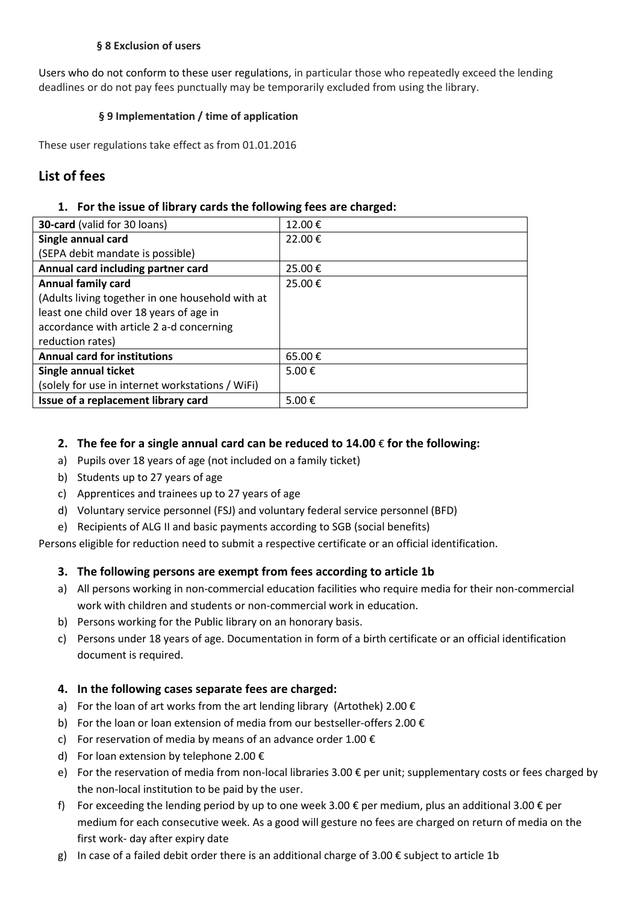#### § 8 Exclusion of users

Users who do not conform to these user regulations, in particular those who repeatedly exceed the lending deadlines or do not pay fees punctually may be temporarily excluded from using the library.

#### § 9 Implementation / time of application

These user regulations take effect as from 01.01.2016

## List of fees

### 1. For the issue of library cards the following fees are charged:

| | |
|---|---|
| **30-card** (valid for 30 loans) | 12.00 € |
| **Single annual card** (SEPA debit mandate is possible) | 22.00 € |
| **Annual card including partner card** | 25.00 € |
| **Annual family card** (Adults living together in one household with at least one child over 18 years of age in accordance with article 2 a-d concerning reduction rates) | 25.00 € |
| **Annual card for institutions** | 65.00 € |
| **Single annual ticket** (solely for use in internet workstations / WiFi) | 5.00 € |
| **Issue of a replacement library card** | 5.00 € |

### 2. The fee for a single annual card can be reduced to 14.00 € for the following:

a) Pupils over 18 years of age (not included on a family ticket)
b) Students up to 27 years of age
c) Apprentices and trainees up to 27 years of age
d) Voluntary service personnel (FSJ) and voluntary federal service personnel (BFD)
e) Recipients of ALG II and basic payments according to SGB (social benefits)

Persons eligible for reduction need to submit a respective certificate or an official identification.

### 3. The following persons are exempt from fees according to article 1b

a) All persons working in non-commercial education facilities who require media for their non-commercial work with children and students or non-commercial work in education.
b) Persons working for the Public library on an honorary basis.
c) Persons under 18 years of age. Documentation in form of a birth certificate or an official identification document is required.

### 4. In the following cases separate fees are charged:

a) For the loan of art works from the art lending library (Artothek) 2.00 €
b) For the loan or loan extension of media from our bestseller-offers 2.00 €
c) For reservation of media by means of an advance order 1.00 €
d) For loan extension by telephone 2.00 €
e) For the reservation of media from non-local libraries 3.00 € per unit; supplementary costs or fees charged by the non-local institution to be paid by the user.
f) For exceeding the lending period by up to one week 3.00 € per medium, plus an additional 3.00 € per medium for each consecutive week. As a good will gesture no fees are charged on return of media on the first work- day after expiry date
g) In case of a failed debit order there is an additional charge of 3.00 € subject to article 1b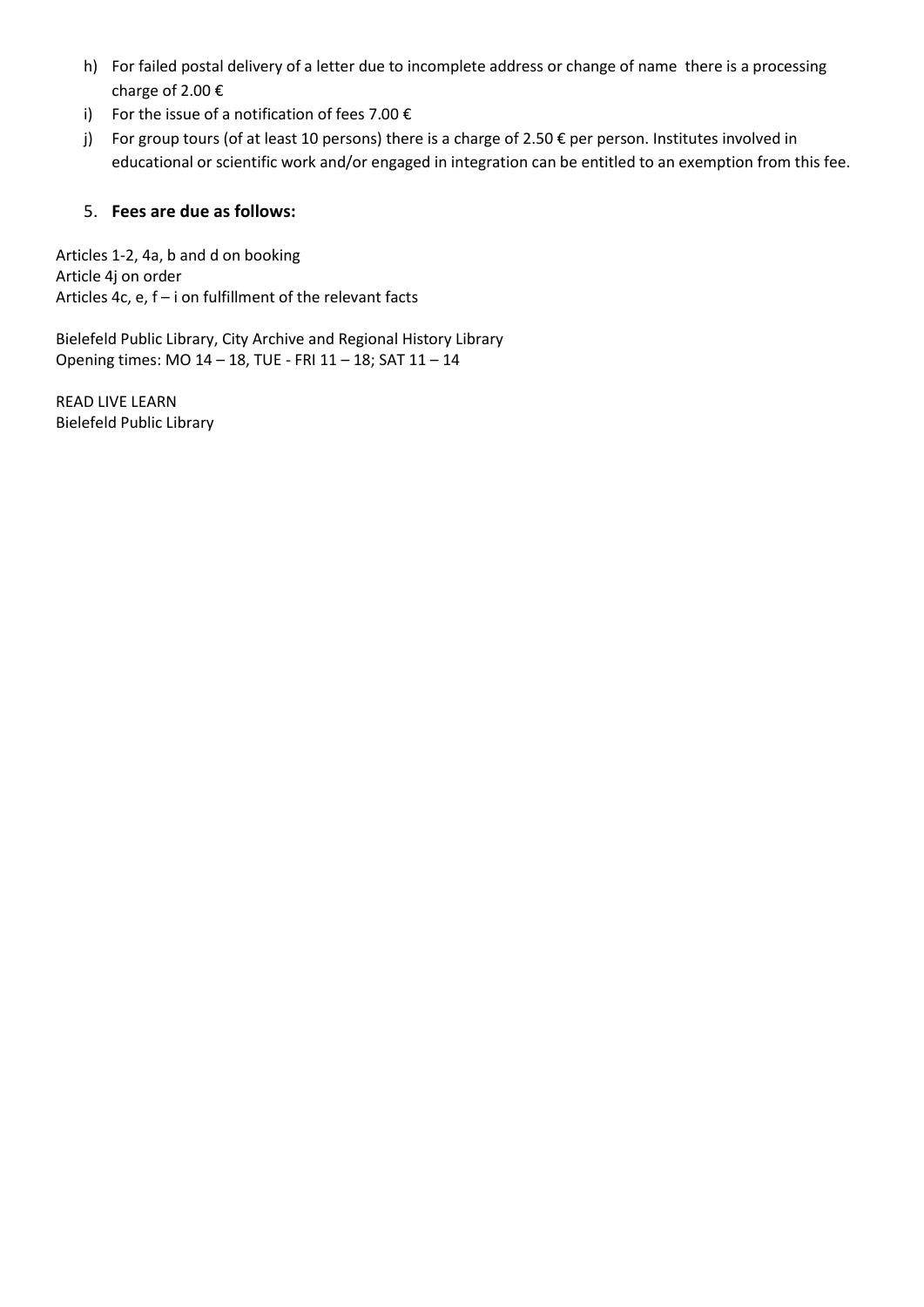h) For failed postal delivery of a letter due to incomplete address or change of name there is a processing charge of 2.00 €
i) For the issue of a notification of fees 7.00 €
j) For group tours (of at least 10 persons) there is a charge of 2.50 € per person. Institutes involved in educational or scientific work and/or engaged in integration can be entitled to an exemption from this fee.

5. **Fees are due as follows:**

Articles 1-2, 4a, b and d on booking
Article 4j on order
Articles 4c, e, f – i on fulfillment of the relevant facts

Bielefeld Public Library, City Archive and Regional History Library
Opening times: MO 14 – 18, TUE - FRI 11 – 18; SAT 11 – 14

READ LIVE LEARN
Bielefeld Public Library